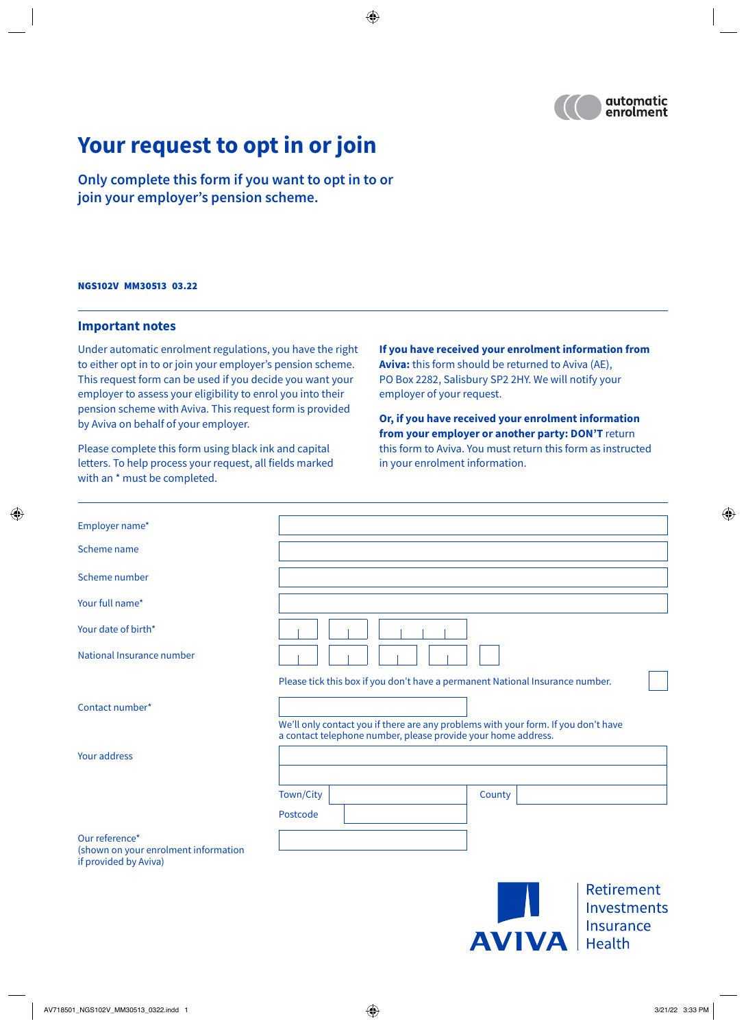automatic enrolment

# Your request to opt in or join

## Only complete this form if you want to opt in to or join your employer's pension scheme.

**NGS102V MM30513 03.22**

### Important notes

Under automatic enrolment regulations, you have the right to either opt in to or join your employer's pension scheme. This request form can be used if you decide you want your employer to assess your eligibility to enrol you into their pension scheme with Aviva. This request form is provided by Aviva on behalf of your employer.

Please complete this form using black ink and capital letters. To help process your request, all fields marked with an * must be completed.

**If you have received your enrolment information from Aviva:** this form should be returned to Aviva (AE), PO Box 2282, Salisbury SP2 2HY. We will notify your employer of your request.

**Or, if you have received your enrolment information from your employer or another party: DON'T** return this form to Aviva. You must return this form as instructed in your enrolment information.

| | |
|---|---|
| Employer name* | |
| Scheme name | |
| Scheme number | |
| Your full name* | |
| Your date of birth* | |
| National Insurance number | |
| | Please tick this box if you don't have a permanent National Insurance number. ☐ |
| Contact number* | |
| | We'll only contact you if there are any problems with your form. If you don't have a contact telephone number, please provide your home address. |
| Your address | |
| | Town/City &nbsp;&nbsp; County |
| | Postcode |
| Our reference* (shown on your enrolment information if provided by Aviva) | |

AVIVA

Retirement
Investments
Insurance
Health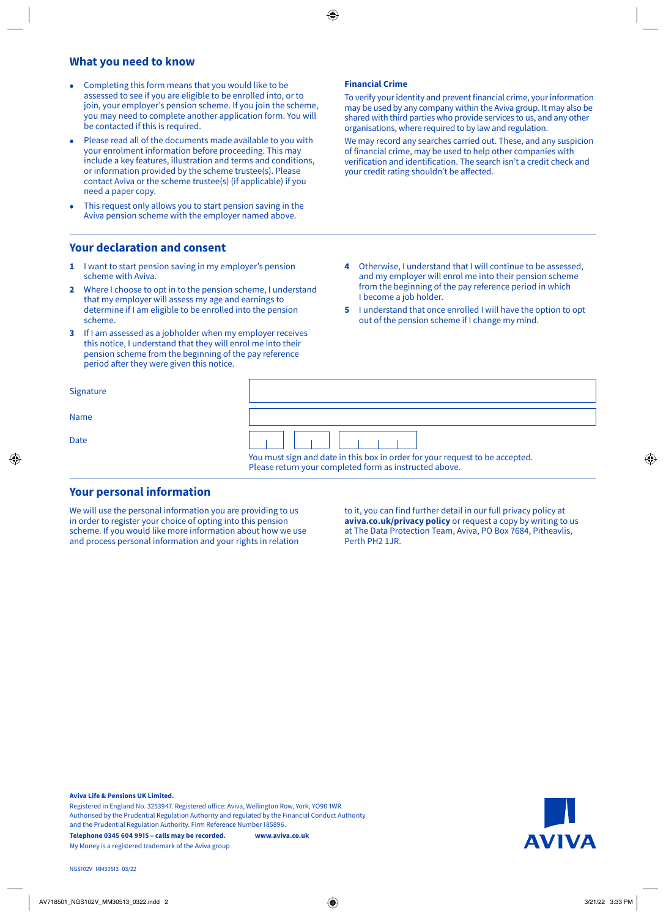## What you need to know

- Completing this form means that you would like to be assessed to see if you are eligible to be enrolled into, or to join, your employer's pension scheme. If you join the scheme, you may need to complete another application form. You will be contacted if this is required.
- Please read all of the documents made available to you with your enrolment information before proceeding. This may include a key features, illustration and terms and conditions, or information provided by the scheme trustee(s). Please contact Aviva or the scheme trustee(s) (if applicable) if you need a paper copy.
- This request only allows you to start pension saving in the Aviva pension scheme with the employer named above.

### Financial Crime

To verify your identity and prevent financial crime, your information may be used by any company within the Aviva group. It may also be shared with third parties who provide services to us, and any other organisations, where required to by law and regulation.

We may record any searches carried out. These, and any suspicion of financial crime, may be used to help other companies with verification and identification. The search isn't a credit check and your credit rating shouldn't be affected.

## Your declaration and consent

1. I want to start pension saving in my employer's pension scheme with Aviva.
2. Where I choose to opt in to the pension scheme, I understand that my employer will assess my age and earnings to determine if I am eligible to be enrolled into the pension scheme.
3. If I am assessed as a jobholder when my employer receives this notice, I understand that they will enrol me into their pension scheme from the beginning of the pay reference period after they were given this notice.
4. Otherwise, I understand that I will continue to be assessed, and my employer will enrol me into their pension scheme from the beginning of the pay reference period in which I become a job holder.
5. I understand that once enrolled I will have the option to opt out of the pension scheme if I change my mind.

| | |
|---|---|
| Signature | |
| Name | |
| Date | |

You must sign and date in this box in order for your request to be accepted.
Please return your completed form as instructed above.

## Your personal information

We will use the personal information you are providing to us in order to register your choice of opting into this pension scheme. If you would like more information about how we use and process personal information and your rights in relation to it, you can find further detail in our full privacy policy at **aviva.co.uk/privacy policy** or request a copy by writing to us at The Data Protection Team, Aviva, PO Box 7684, Pitheavlis, Perth PH2 1JR.

**Aviva Life & Pensions UK Limited.**

Registered in England No. 3253947. Registered office: Aviva, Wellington Row, York, YO90 1WR.
Authorised by the Prudential Regulation Authority and regulated by the Financial Conduct Authority and the Prudential Regulation Authority. Firm Reference Number 185896.

**Telephone 0345 604 9915 – calls may be recorded.** **www.aviva.co.uk**

My Money is a registered trademark of the Aviva group

AVIVA

NGS102V MM30513 03/22